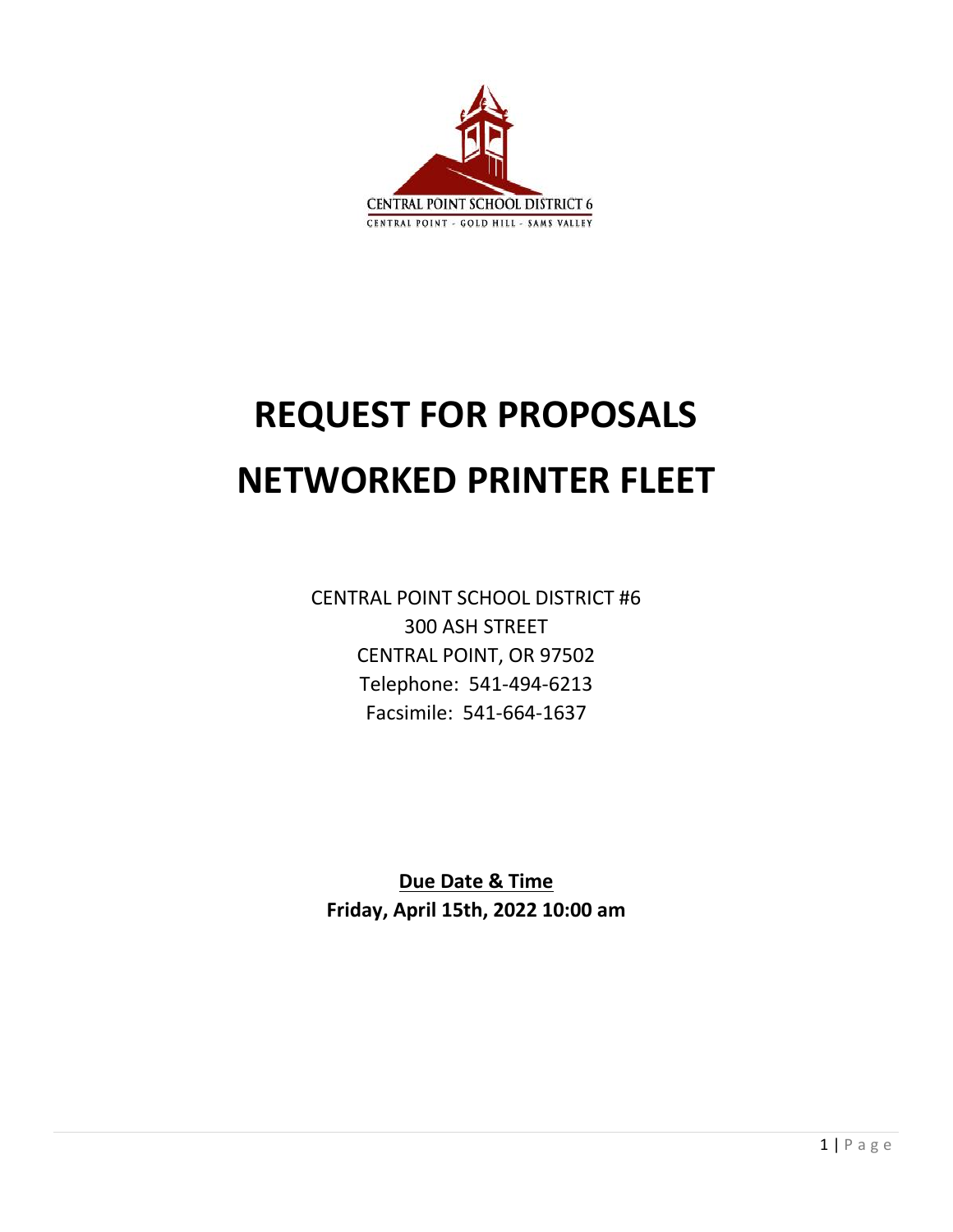CENTRAL POINT SCHOOL DISTRICT 6

CENTRAL POINT - GOLD HILL - SAMS VALLEY

# REQUEST FOR PROPOSALS

# NETWORKED PRINTER FLEET

CENTRAL POINT SCHOOL DISTRICT #6
300 ASH STREET
CENTRAL POINT, OR 97502
Telephone: 541-494-6213
Facsimile: 541-664-1637

**Due Date & Time**
**Friday, April 15th, 2022 10:00 am**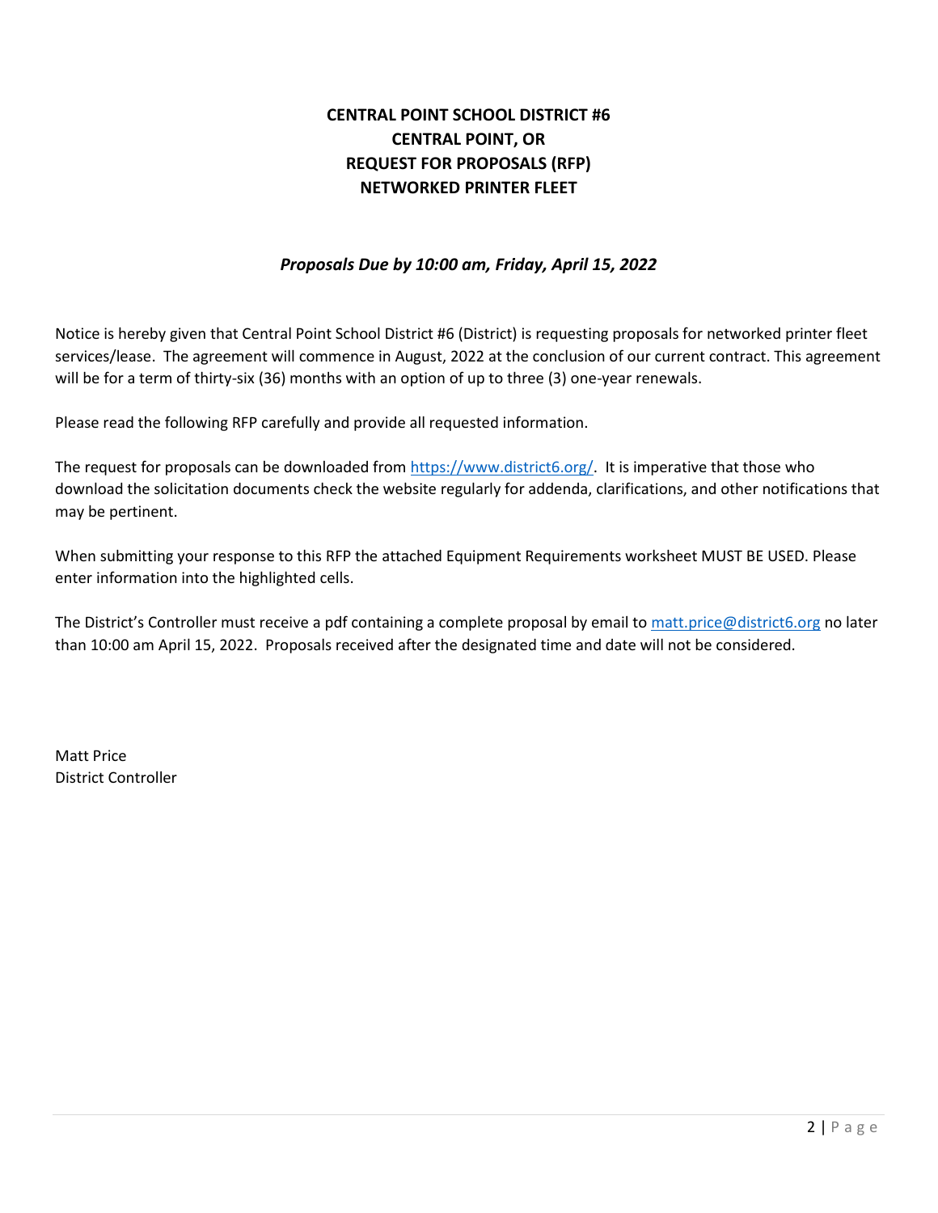# CENTRAL POINT SCHOOL DISTRICT #6
# CENTRAL POINT, OR
# REQUEST FOR PROPOSALS (RFP)
# NETWORKED PRINTER FLEET

***Proposals Due by 10:00 am, Friday, April 15, 2022***

Notice is hereby given that Central Point School District #6 (District) is requesting proposals for networked printer fleet services/lease. The agreement will commence in August, 2022 at the conclusion of our current contract. This agreement will be for a term of thirty-six (36) months with an option of up to three (3) one-year renewals.

Please read the following RFP carefully and provide all requested information.

The request for proposals can be downloaded from [https://www.district6.org/](https://www.district6.org/). It is imperative that those who download the solicitation documents check the website regularly for addenda, clarifications, and other notifications that may be pertinent.

When submitting your response to this RFP the attached Equipment Requirements worksheet MUST BE USED. Please enter information into the highlighted cells.

The District's Controller must receive a pdf containing a complete proposal by email to [matt.price@district6.org](mailto:matt.price@district6.org) no later than 10:00 am April 15, 2022. Proposals received after the designated time and date will not be considered.

Matt Price
District Controller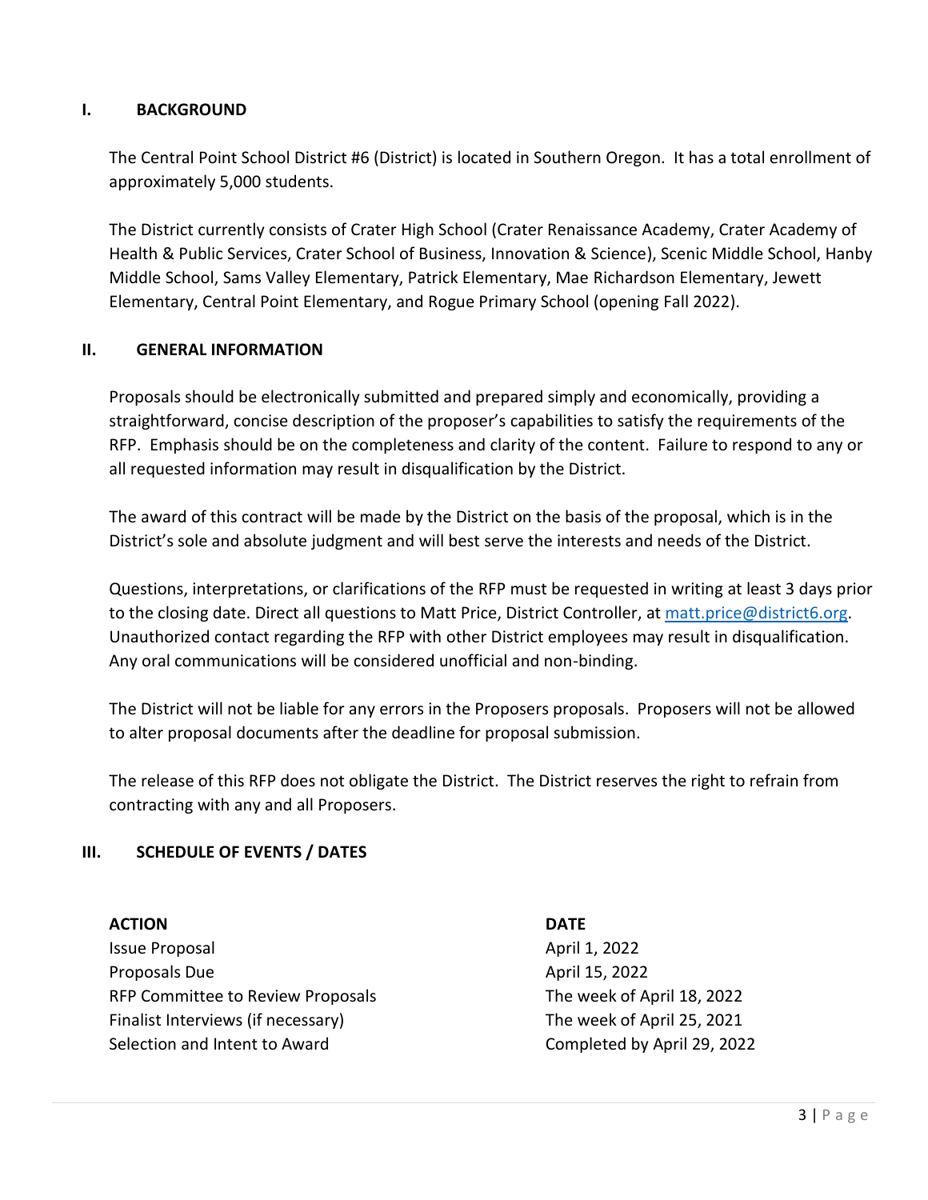## I. BACKGROUND

The Central Point School District #6 (District) is located in Southern Oregon. It has a total enrollment of approximately 5,000 students.

The District currently consists of Crater High School (Crater Renaissance Academy, Crater Academy of Health & Public Services, Crater School of Business, Innovation & Science), Scenic Middle School, Hanby Middle School, Sams Valley Elementary, Patrick Elementary, Mae Richardson Elementary, Jewett Elementary, Central Point Elementary, and Rogue Primary School (opening Fall 2022).

## II. GENERAL INFORMATION

Proposals should be electronically submitted and prepared simply and economically, providing a straightforward, concise description of the proposer's capabilities to satisfy the requirements of the RFP. Emphasis should be on the completeness and clarity of the content. Failure to respond to any or all requested information may result in disqualification by the District.

The award of this contract will be made by the District on the basis of the proposal, which is in the District's sole and absolute judgment and will best serve the interests and needs of the District.

Questions, interpretations, or clarifications of the RFP must be requested in writing at least 3 days prior to the closing date. Direct all questions to Matt Price, District Controller, at matt.price@district6.org. Unauthorized contact regarding the RFP with other District employees may result in disqualification. Any oral communications will be considered unofficial and non-binding.

The District will not be liable for any errors in the Proposers proposals. Proposers will not be allowed to alter proposal documents after the deadline for proposal submission.

The release of this RFP does not obligate the District. The District reserves the right to refrain from contracting with any and all Proposers.

## III. SCHEDULE OF EVENTS / DATES

| ACTION | DATE |
|---|---|
| Issue Proposal | April 1, 2022 |
| Proposals Due | April 15, 2022 |
| RFP Committee to Review Proposals | The week of April 18, 2022 |
| Finalist Interviews (if necessary) | The week of April 25, 2021 |
| Selection and Intent to Award | Completed by April 29, 2022 |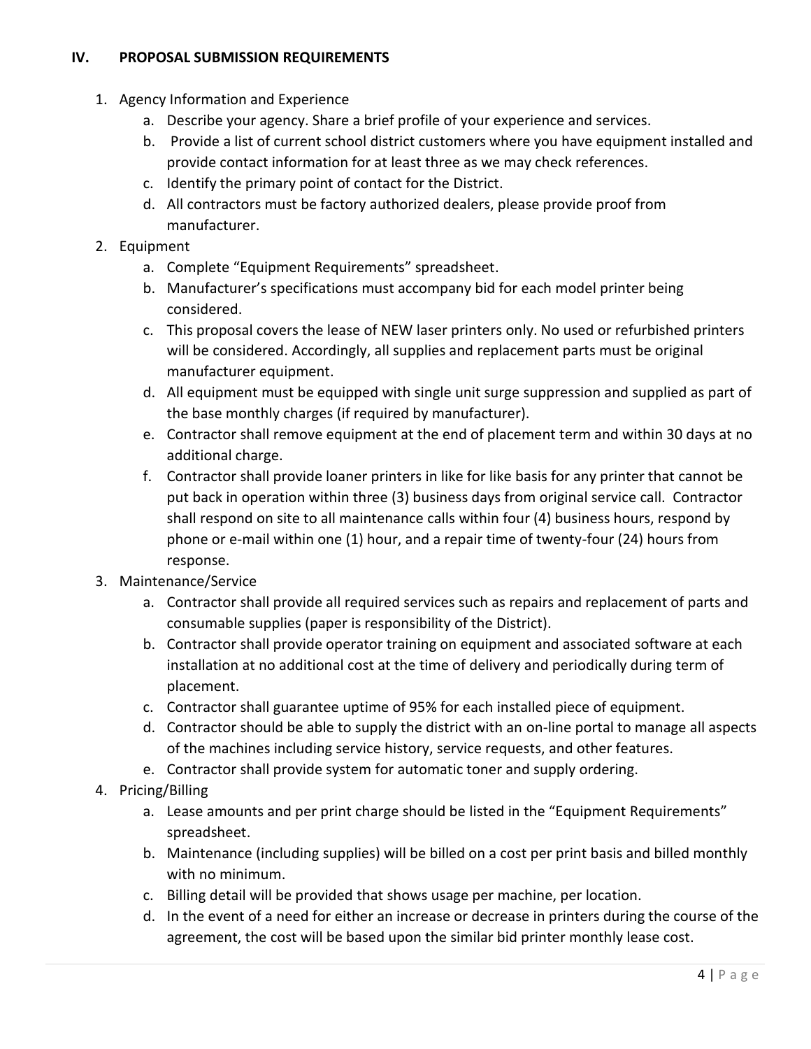## IV. PROPOSAL SUBMISSION REQUIREMENTS

1. Agency Information and Experience
    a. Describe your agency. Share a brief profile of your experience and services.
    b. Provide a list of current school district customers where you have equipment installed and provide contact information for at least three as we may check references.
    c. Identify the primary point of contact for the District.
    d. All contractors must be factory authorized dealers, please provide proof from manufacturer.
2. Equipment
    a. Complete "Equipment Requirements" spreadsheet.
    b. Manufacturer's specifications must accompany bid for each model printer being considered.
    c. This proposal covers the lease of NEW laser printers only. No used or refurbished printers will be considered. Accordingly, all supplies and replacement parts must be original manufacturer equipment.
    d. All equipment must be equipped with single unit surge suppression and supplied as part of the base monthly charges (if required by manufacturer).
    e. Contractor shall remove equipment at the end of placement term and within 30 days at no additional charge.
    f. Contractor shall provide loaner printers in like for like basis for any printer that cannot be put back in operation within three (3) business days from original service call. Contractor shall respond on site to all maintenance calls within four (4) business hours, respond by phone or e-mail within one (1) hour, and a repair time of twenty-four (24) hours from response.
3. Maintenance/Service
    a. Contractor shall provide all required services such as repairs and replacement of parts and consumable supplies (paper is responsibility of the District).
    b. Contractor shall provide operator training on equipment and associated software at each installation at no additional cost at the time of delivery and periodically during term of placement.
    c. Contractor shall guarantee uptime of 95% for each installed piece of equipment.
    d. Contractor should be able to supply the district with an on-line portal to manage all aspects of the machines including service history, service requests, and other features.
    e. Contractor shall provide system for automatic toner and supply ordering.
4. Pricing/Billing
    a. Lease amounts and per print charge should be listed in the "Equipment Requirements" spreadsheet.
    b. Maintenance (including supplies) will be billed on a cost per print basis and billed monthly with no minimum.
    c. Billing detail will be provided that shows usage per machine, per location.
    d. In the event of a need for either an increase or decrease in printers during the course of the agreement, the cost will be based upon the similar bid printer monthly lease cost.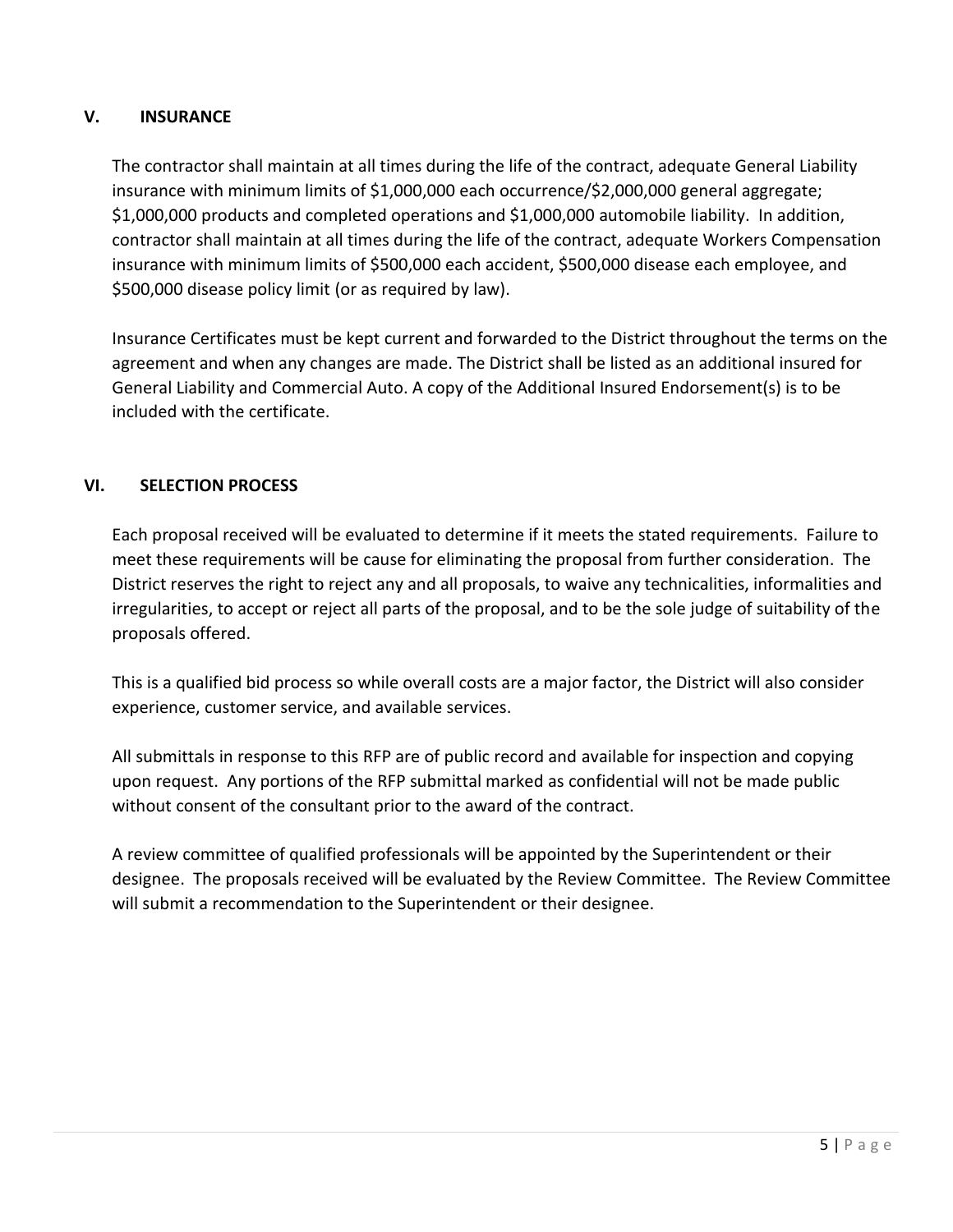## V. INSURANCE

The contractor shall maintain at all times during the life of the contract, adequate General Liability insurance with minimum limits of $1,000,000 each occurrence/$2,000,000 general aggregate; $1,000,000 products and completed operations and $1,000,000 automobile liability. In addition, contractor shall maintain at all times during the life of the contract, adequate Workers Compensation insurance with minimum limits of $500,000 each accident, $500,000 disease each employee, and $500,000 disease policy limit (or as required by law).

Insurance Certificates must be kept current and forwarded to the District throughout the terms on the agreement and when any changes are made. The District shall be listed as an additional insured for General Liability and Commercial Auto. A copy of the Additional Insured Endorsement(s) is to be included with the certificate.

## VI. SELECTION PROCESS

Each proposal received will be evaluated to determine if it meets the stated requirements. Failure to meet these requirements will be cause for eliminating the proposal from further consideration. The District reserves the right to reject any and all proposals, to waive any technicalities, informalities and irregularities, to accept or reject all parts of the proposal, and to be the sole judge of suitability of the proposals offered.

This is a qualified bid process so while overall costs are a major factor, the District will also consider experience, customer service, and available services.

All submittals in response to this RFP are of public record and available for inspection and copying upon request. Any portions of the RFP submittal marked as confidential will not be made public without consent of the consultant prior to the award of the contract.

A review committee of qualified professionals will be appointed by the Superintendent or their designee. The proposals received will be evaluated by the Review Committee. The Review Committee will submit a recommendation to the Superintendent or their designee.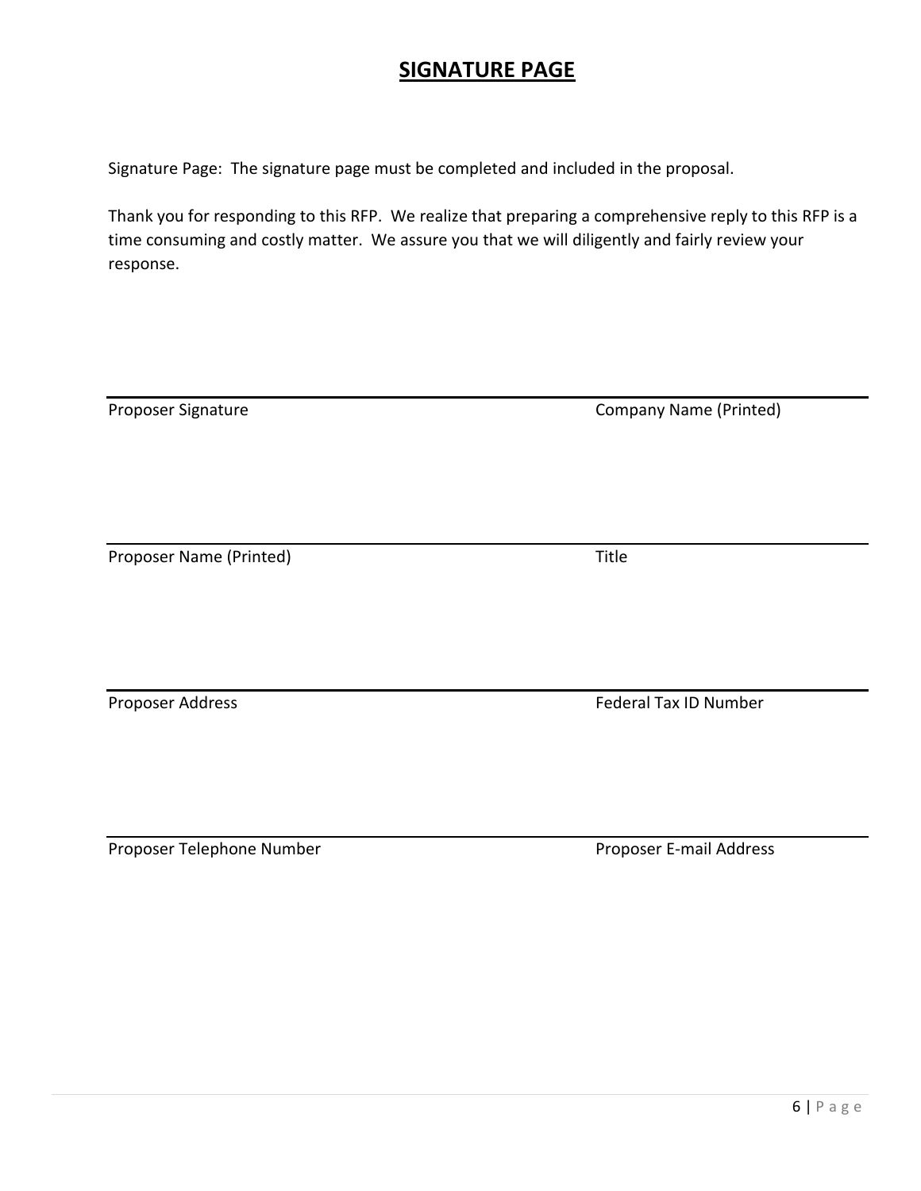# SIGNATURE PAGE

Signature Page: The signature page must be completed and included in the proposal.

Thank you for responding to this RFP. We realize that preparing a comprehensive reply to this RFP is a time consuming and costly matter. We assure you that we will diligently and fairly review your response.

| | |
|---|---|
| Proposer Signature | Company Name (Printed) |
| Proposer Name (Printed) | Title |
| Proposer Address | Federal Tax ID Number |
| Proposer Telephone Number | Proposer E-mail Address |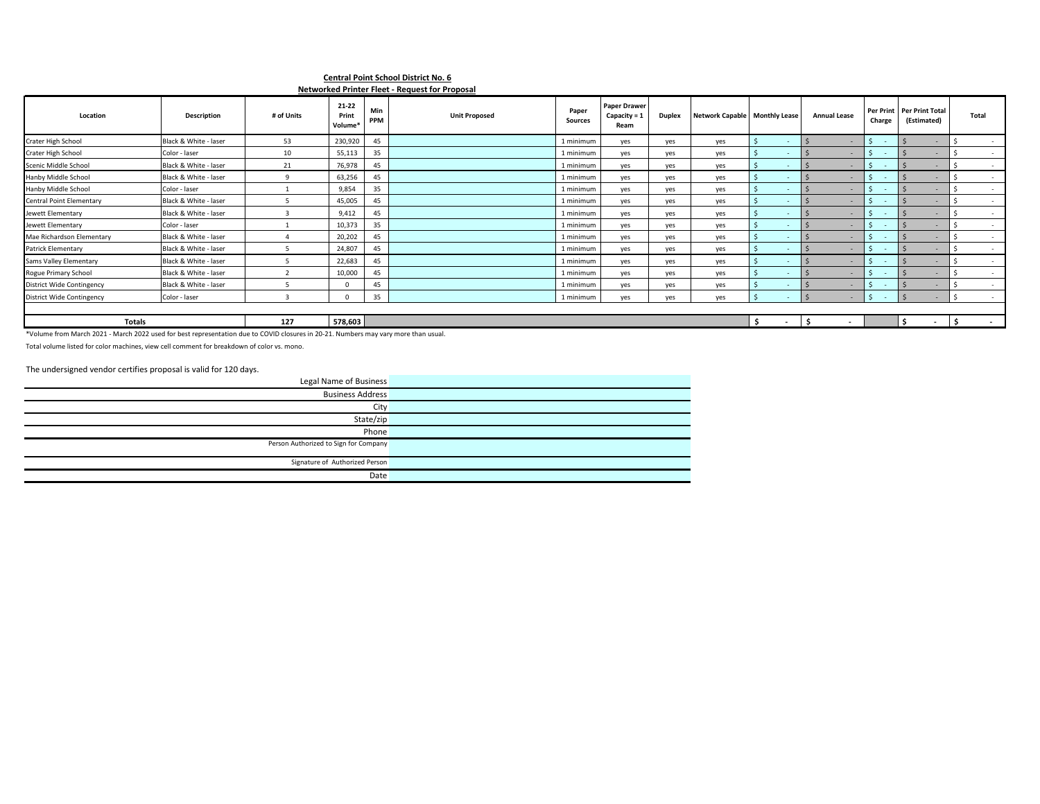**Central Point School District No. 6**
**Networked Printer Fleet - Request for Proposal**

| Location | Description | # of Units | 21-22 Print Volume* | Min PPM | Unit Proposed | Paper Sources | Paper Drawer Capacity = 1 Ream | Duplex | Network Capable | Monthly Lease | Annual Lease | Per Print Charge | Per Print Total (Estimated) | Total |
|---|---|---|---|---|---|---|---|---|---|---|---|---|---|---|
| Crater High School | Black & White - laser | 53 | 230,920 | 45 | | 1 minimum | yes | yes | yes | $ - | $ - | $ - | $ - | $ - |
| Crater High School | Color - laser | 10 | 55,113 | 35 | | 1 minimum | yes | yes | yes | $ - | $ - | $ - | $ - | $ - |
| Scenic Middle School | Black & White - laser | 21 | 76,978 | 45 | | 1 minimum | yes | yes | yes | $ - | $ - | $ - | $ - | $ - |
| Hanby Middle School | Black & White - laser | 9 | 63,256 | 45 | | 1 minimum | yes | yes | yes | $ - | $ - | $ - | $ - | $ - |
| Hanby Middle School | Color - laser | 1 | 9,854 | 35 | | 1 minimum | yes | yes | yes | $ - | $ - | $ - | $ - | $ - |
| Central Point Elementary | Black & White - laser | 5 | 45,005 | 45 | | 1 minimum | yes | yes | yes | $ - | $ - | $ - | $ - | $ - |
| Jewett Elementary | Black & White - laser | 3 | 9,412 | 45 | | 1 minimum | yes | yes | yes | $ - | $ - | $ - | $ - | $ - |
| Jewett Elementary | Color - laser | 1 | 10,373 | 35 | | 1 minimum | yes | yes | yes | $ - | $ - | $ - | $ - | $ - |
| Mae Richardson Elementary | Black & White - laser | 4 | 20,202 | 45 | | 1 minimum | yes | yes | yes | $ - | $ - | $ - | $ - | $ - |
| Patrick Elementary | Black & White - laser | 5 | 24,807 | 45 | | 1 minimum | yes | yes | yes | $ - | $ - | $ - | $ - | $ - |
| Sams Valley Elementary | Black & White - laser | 5 | 22,683 | 45 | | 1 minimum | yes | yes | yes | $ - | $ - | $ - | $ - | $ - |
| Rogue Primary School | Black & White - laser | 2 | 10,000 | 45 | | 1 minimum | yes | yes | yes | $ - | $ - | $ - | $ - | $ - |
| District Wide Contingency | Black & White - laser | 5 | 0 | 45 | | 1 minimum | yes | yes | yes | $ - | $ - | $ - | $ - | $ - |
| District Wide Contingency | Color - laser | 3 | 0 | 35 | | 1 minimum | yes | yes | yes | $ - | $ - | $ - | $ - | $ - |
| **Totals** | | **127** | **578,603** | | | | | | | **$ -** | **$ -** | | **$ -** | **$ -** |

*Volume from March 2021 - March 2022 used for best representation due to COVID closures in 20-21. Numbers may vary more than usual.

Total volume listed for color machines, view cell comment for breakdown of color vs. mono.

The undersigned vendor certifies proposal is valid for 120 days.

| | |
|---|---|
| Legal Name of Business | |
| Business Address | |
| City | |
| State/zip | |
| Phone | |
| Person Authorized to Sign for Company | |
| Signature of Authorized Person | |
| Date | |